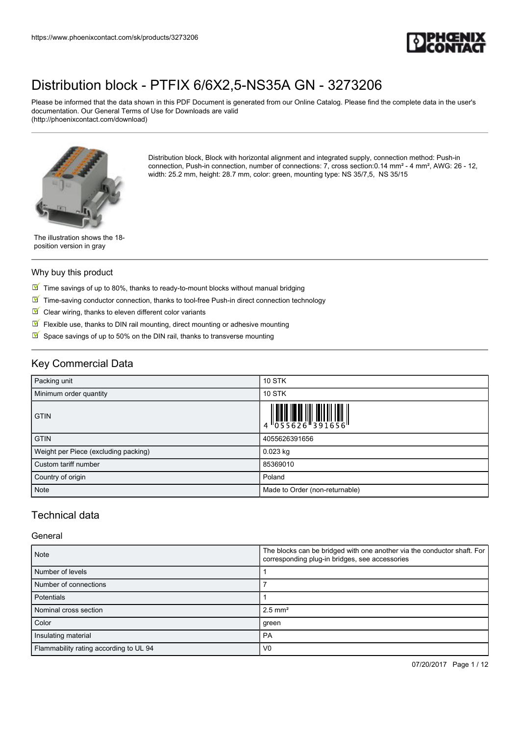# Distribution block - PTFIX 6/6X2,5-NS35A GN - 3273206

Please be informed that the data shown in this PDF Document is generated from our Online Catalog. Please find the complete data in the user's documentation. Our General Terms of Use for Downloads are valid (http://phoenixcontact.com/download)

Distribution block, Block with horizontal alignment and integrated supply, connection method: Push-in connection, Push-in connection, number of connections: 7, cross section:0.14 mm² - 4 mm², AWG: 26 - 12, width: 25.2 mm, height: 28.7 mm, color: green, mounting type: NS 35/7,5, NS 35/15

The illustration shows the 18-position version in gray

## Why buy this product

- Time savings of up to 80%, thanks to ready-to-mount blocks without manual bridging
- Time-saving conductor connection, thanks to tool-free Push-in direct connection technology
- Clear wiring, thanks to eleven different color variants
- Flexible use, thanks to DIN rail mounting, direct mounting or adhesive mounting
- Space savings of up to 50% on the DIN rail, thanks to transverse mounting

## Key Commercial Data

| | |
|---|---|
| Packing unit | 10 STK |
| Minimum order quantity | 10 STK |
| GTIN | 4 055626 391656 |
| GTIN | 4055626391656 |
| Weight per Piece (excluding packing) | 0.023 kg |
| Custom tariff number | 85369010 |
| Country of origin | Poland |
| Note | Made to Order (non-returnable) |

## Technical data

### General

| | |
|---|---|
| Note | The blocks can be bridged with one another via the conductor shaft. For corresponding plug-in bridges, see accessories |
| Number of levels | 1 |
| Number of connections | 7 |
| Potentials | 1 |
| Nominal cross section | 2.5 mm² |
| Color | green |
| Insulating material | PA |
| Flammability rating according to UL 94 | V0 |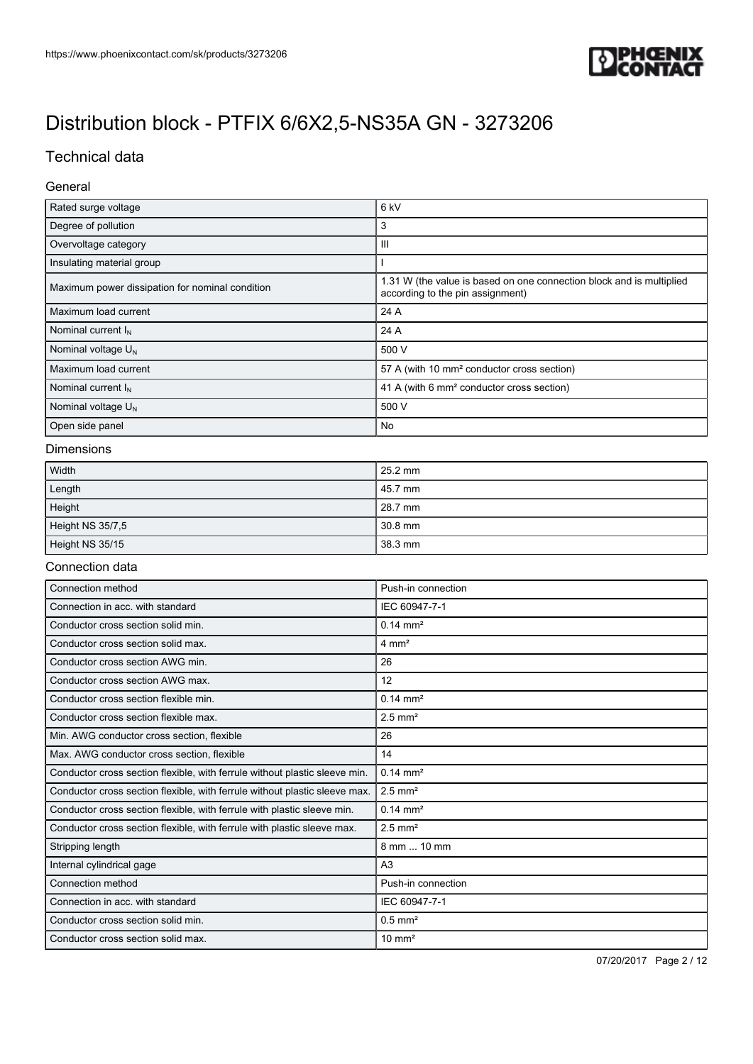# Distribution block - PTFIX 6/6X2,5-NS35A GN - 3273206

## Technical data

### General

| | |
|---|---|
| Rated surge voltage | 6 kV |
| Degree of pollution | 3 |
| Overvoltage category | III |
| Insulating material group | I |
| Maximum power dissipation for nominal condition | 1.31 W (the value is based on one connection block and is multiplied according to the pin assignment) |
| Maximum load current | 24 A |
| Nominal current $I_N$ | 24 A |
| Nominal voltage $U_N$ | 500 V |
| Maximum load current | 57 A (with 10 mm² conductor cross section) |
| Nominal current $I_N$ | 41 A (with 6 mm² conductor cross section) |
| Nominal voltage $U_N$ | 500 V |
| Open side panel | No |

### Dimensions

| | |
|---|---|
| Width | 25.2 mm |
| Length | 45.7 mm |
| Height | 28.7 mm |
| Height NS 35/7,5 | 30.8 mm |
| Height NS 35/15 | 38.3 mm |

### Connection data

| | |
|---|---|
| Connection method | Push-in connection |
| Connection in acc. with standard | IEC 60947-7-1 |
| Conductor cross section solid min. | 0.14 mm² |
| Conductor cross section solid max. | 4 mm² |
| Conductor cross section AWG min. | 26 |
| Conductor cross section AWG max. | 12 |
| Conductor cross section flexible min. | 0.14 mm² |
| Conductor cross section flexible max. | 2.5 mm² |
| Min. AWG conductor cross section, flexible | 26 |
| Max. AWG conductor cross section, flexible | 14 |
| Conductor cross section flexible, with ferrule without plastic sleeve min. | 0.14 mm² |
| Conductor cross section flexible, with ferrule without plastic sleeve max. | 2.5 mm² |
| Conductor cross section flexible, with ferrule with plastic sleeve min. | 0.14 mm² |
| Conductor cross section flexible, with ferrule with plastic sleeve max. | 2.5 mm² |
| Stripping length | 8 mm ... 10 mm |
| Internal cylindrical gage | A3 |
| Connection method | Push-in connection |
| Connection in acc. with standard | IEC 60947-7-1 |
| Conductor cross section solid min. | 0.5 mm² |
| Conductor cross section solid max. | 10 mm² |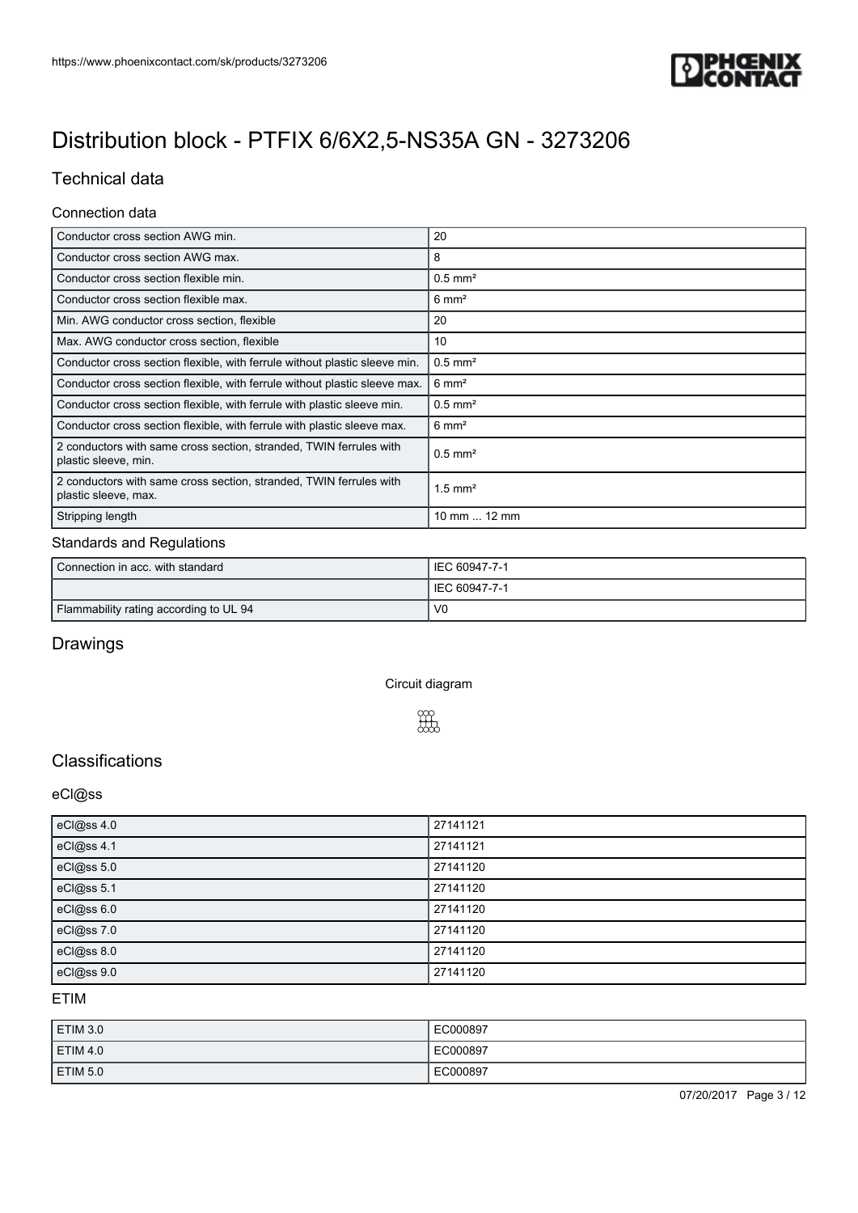# Distribution block - PTFIX 6/6X2,5-NS35A GN - 3273206

## Technical data

### Connection data

| | |
|---|---|
| Conductor cross section AWG min. | 20 |
| Conductor cross section AWG max. | 8 |
| Conductor cross section flexible min. | 0.5 mm² |
| Conductor cross section flexible max. | 6 mm² |
| Min. AWG conductor cross section, flexible | 20 |
| Max. AWG conductor cross section, flexible | 10 |
| Conductor cross section flexible, with ferrule without plastic sleeve min. | 0.5 mm² |
| Conductor cross section flexible, with ferrule without plastic sleeve max. | 6 mm² |
| Conductor cross section flexible, with ferrule with plastic sleeve min. | 0.5 mm² |
| Conductor cross section flexible, with ferrule with plastic sleeve max. | 6 mm² |
| 2 conductors with same cross section, stranded, TWIN ferrules with plastic sleeve, min. | 0.5 mm² |
| 2 conductors with same cross section, stranded, TWIN ferrules with plastic sleeve, max. | 1.5 mm² |
| Stripping length | 10 mm ... 12 mm |

### Standards and Regulations

| | |
|---|---|
| Connection in acc. with standard | IEC 60947-7-1 |
| | IEC 60947-7-1 |
| Flammability rating according to UL 94 | V0 |

## Drawings

Circuit diagram

## Classifications

### eCl@ss

| | |
|---|---|
| eCl@ss 4.0 | 27141121 |
| eCl@ss 4.1 | 27141121 |
| eCl@ss 5.0 | 27141120 |
| eCl@ss 5.1 | 27141120 |
| eCl@ss 6.0 | 27141120 |
| eCl@ss 7.0 | 27141120 |
| eCl@ss 8.0 | 27141120 |
| eCl@ss 9.0 | 27141120 |

### ETIM

| | |
|---|---|
| ETIM 3.0 | EC000897 |
| ETIM 4.0 | EC000897 |
| ETIM 5.0 | EC000897 |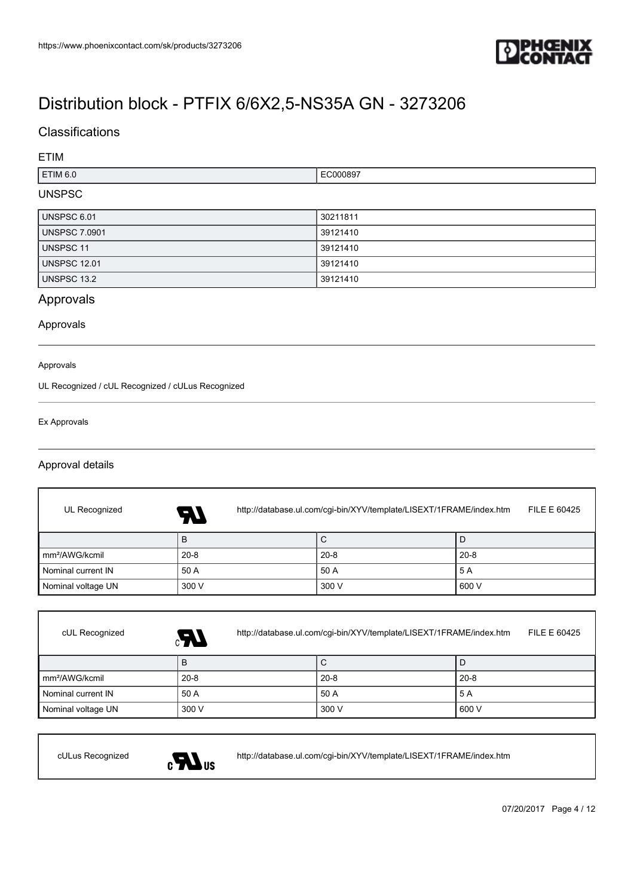# Distribution block - PTFIX 6/6X2,5-NS35A GN - 3273206

## Classifications

### ETIM

| ETIM 6.0 | EC000897 |
| --- | --- |

### UNSPSC

| UNSPSC 6.01 | 30211811 |
| --- | --- |
| UNSPSC 7.0901 | 39121410 |
| UNSPSC 11 | 39121410 |
| UNSPSC 12.01 | 39121410 |
| UNSPSC 13.2 | 39121410 |

## Approvals

### Approvals

Approvals

UL Recognized / cUL Recognized / cULus Recognized

Ex Approvals

### Approval details

UL Recognized http://database.ul.com/cgi-bin/XYV/template/LISEXT/1FRAME/index.htm FILE E 60425

| | B | C | D |
| --- | --- | --- | --- |
| mm²/AWG/kcmil | 20-8 | 20-8 | 20-8 |
| Nominal current IN | 50 A | 50 A | 5 A |
| Nominal voltage UN | 300 V | 300 V | 600 V |

cUL Recognized http://database.ul.com/cgi-bin/XYV/template/LISEXT/1FRAME/index.htm FILE E 60425

| | B | C | D |
| --- | --- | --- | --- |
| mm²/AWG/kcmil | 20-8 | 20-8 | 20-8 |
| Nominal current IN | 50 A | 50 A | 5 A |
| Nominal voltage UN | 300 V | 300 V | 600 V |

cULus Recognized http://database.ul.com/cgi-bin/XYV/template/LISEXT/1FRAME/index.htm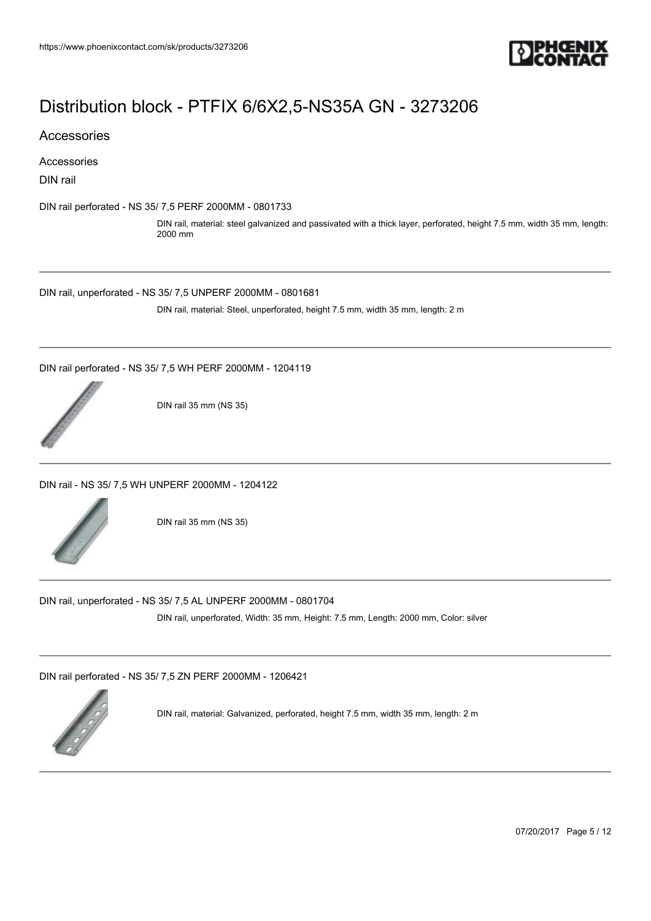# Distribution block - PTFIX 6/6X2,5-NS35A GN - 3273206

## Accessories

### Accessories

DIN rail

DIN rail perforated - NS 35/ 7,5 PERF 2000MM - 0801733

DIN rail, material: steel galvanized and passivated with a thick layer, perforated, height 7.5 mm, width 35 mm, length: 2000 mm

---

DIN rail, unperforated - NS 35/ 7,5 UNPERF 2000MM - 0801681

DIN rail, material: Steel, unperforated, height 7.5 mm, width 35 mm, length: 2 m

---

DIN rail perforated - NS 35/ 7,5 WH PERF 2000MM - 1204119

DIN rail 35 mm (NS 35)

---

DIN rail - NS 35/ 7,5 WH UNPERF 2000MM - 1204122

DIN rail 35 mm (NS 35)

---

DIN rail, unperforated - NS 35/ 7,5 AL UNPERF 2000MM - 0801704

DIN rail, unperforated, Width: 35 mm, Height: 7.5 mm, Length: 2000 mm, Color: silver

---

DIN rail perforated - NS 35/ 7,5 ZN PERF 2000MM - 1206421

DIN rail, material: Galvanized, perforated, height 7.5 mm, width 35 mm, length: 2 m

---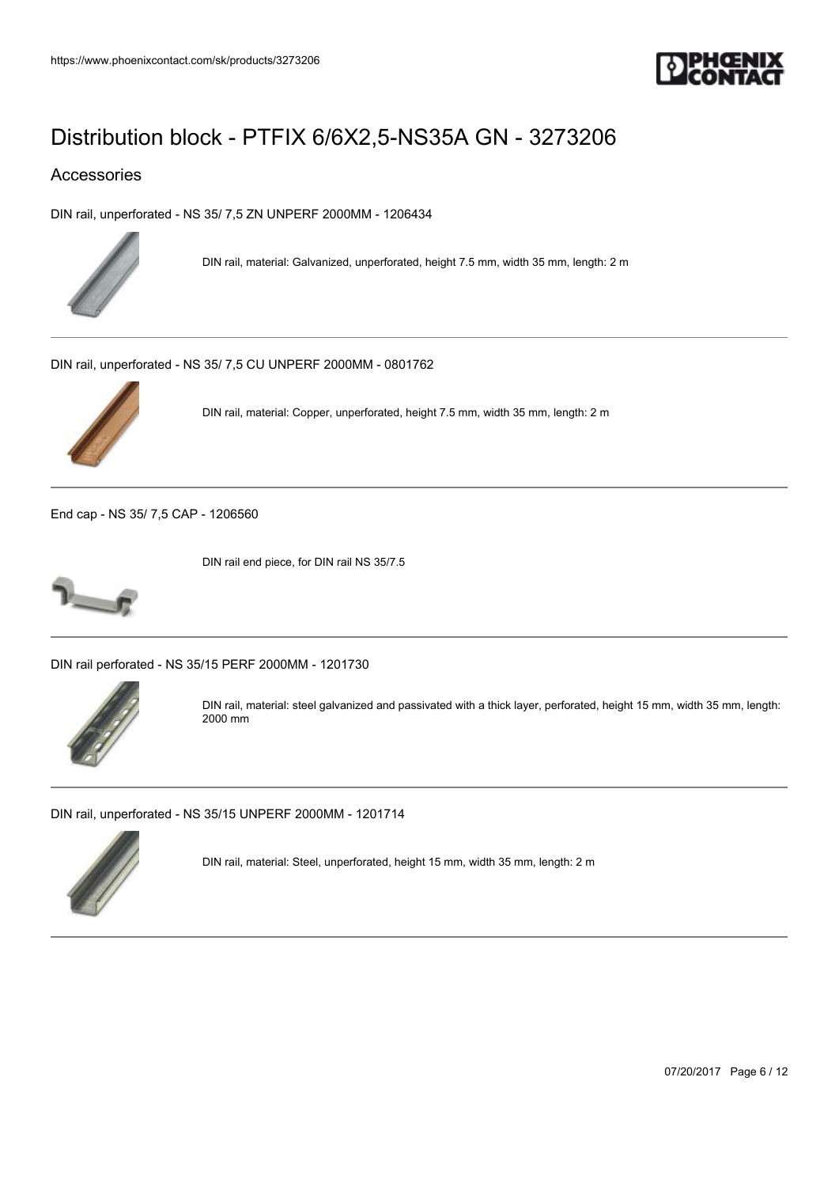# Distribution block - PTFIX 6/6X2,5-NS35A GN - 3273206

## Accessories

DIN rail, unperforated - NS 35/ 7,5 ZN UNPERF 2000MM - 1206434

DIN rail, material: Galvanized, unperforated, height 7.5 mm, width 35 mm, length: 2 m

DIN rail, unperforated - NS 35/ 7,5 CU UNPERF 2000MM - 0801762

DIN rail, material: Copper, unperforated, height 7.5 mm, width 35 mm, length: 2 m

End cap - NS 35/ 7,5 CAP - 1206560

DIN rail end piece, for DIN rail NS 35/7.5

DIN rail perforated - NS 35/15 PERF 2000MM - 1201730

DIN rail, material: steel galvanized and passivated with a thick layer, perforated, height 15 mm, width 35 mm, length: 2000 mm

DIN rail, unperforated - NS 35/15 UNPERF 2000MM - 1201714

DIN rail, material: Steel, unperforated, height 15 mm, width 35 mm, length: 2 m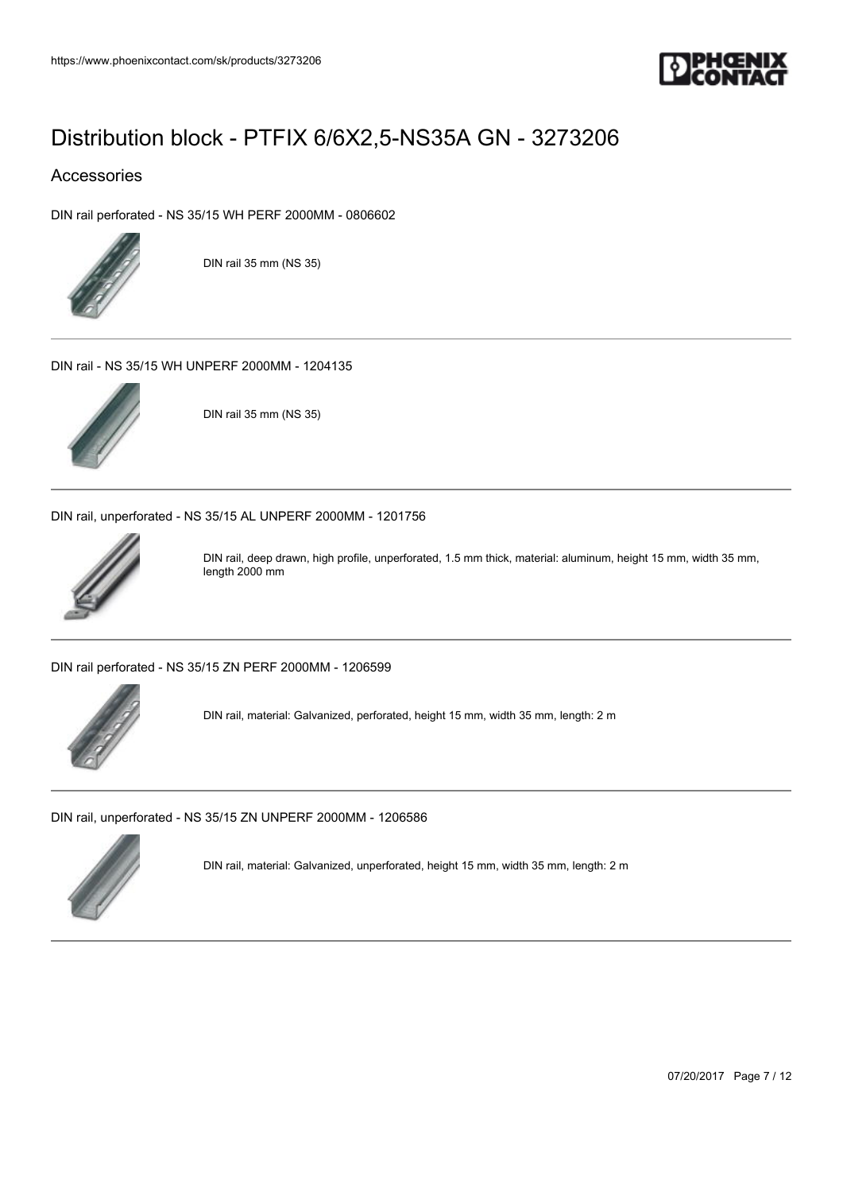# Distribution block - PTFIX 6/6X2,5-NS35A GN - 3273206

## Accessories

DIN rail perforated - NS 35/15 WH PERF 2000MM - 0806602

DIN rail 35 mm (NS 35)

---

DIN rail - NS 35/15 WH UNPERF 2000MM - 1204135

DIN rail 35 mm (NS 35)

---

DIN rail, unperforated - NS 35/15 AL UNPERF 2000MM - 1201756

DIN rail, deep drawn, high profile, unperforated, 1.5 mm thick, material: aluminum, height 15 mm, width 35 mm, length 2000 mm

---

DIN rail perforated - NS 35/15 ZN PERF 2000MM - 1206599

DIN rail, material: Galvanized, perforated, height 15 mm, width 35 mm, length: 2 m

---

DIN rail, unperforated - NS 35/15 ZN UNPERF 2000MM - 1206586

DIN rail, material: Galvanized, unperforated, height 15 mm, width 35 mm, length: 2 m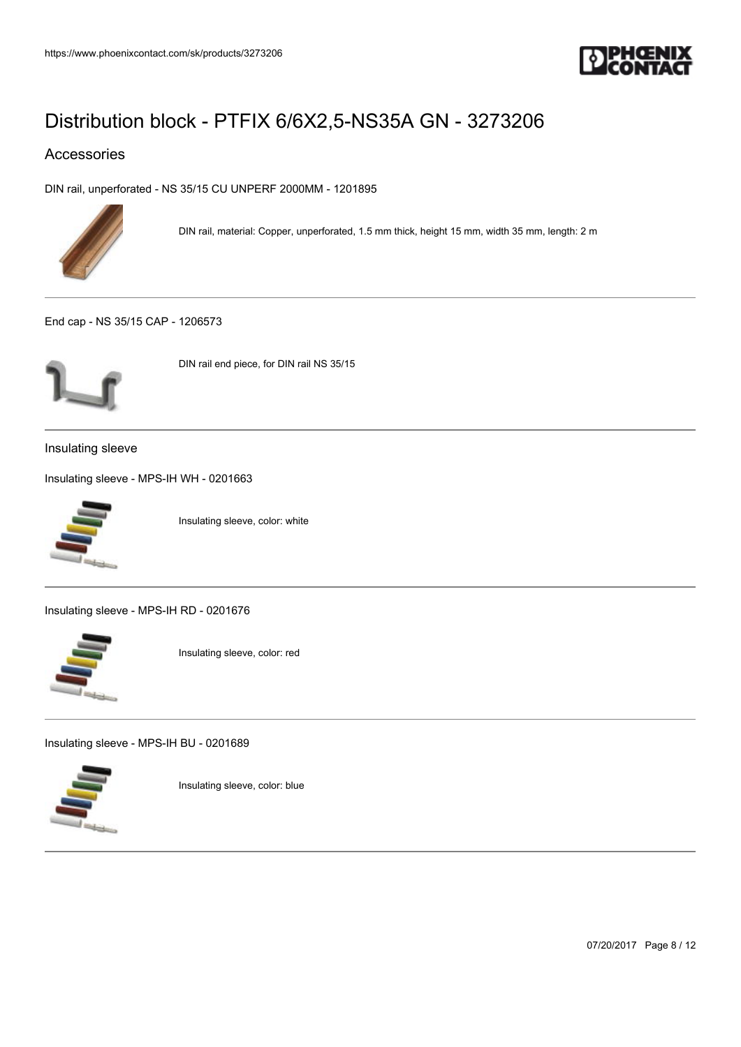# Distribution block - PTFIX 6/6X2,5-NS35A GN - 3273206

## Accessories

DIN rail, unperforated - NS 35/15 CU UNPERF 2000MM - 1201895

DIN rail, material: Copper, unperforated, 1.5 mm thick, height 15 mm, width 35 mm, length: 2 m

End cap - NS 35/15 CAP - 1206573

DIN rail end piece, for DIN rail NS 35/15

### Insulating sleeve

Insulating sleeve - MPS-IH WH - 0201663

Insulating sleeve, color: white

Insulating sleeve - MPS-IH RD - 0201676

Insulating sleeve, color: red

Insulating sleeve - MPS-IH BU - 0201689

Insulating sleeve, color: blue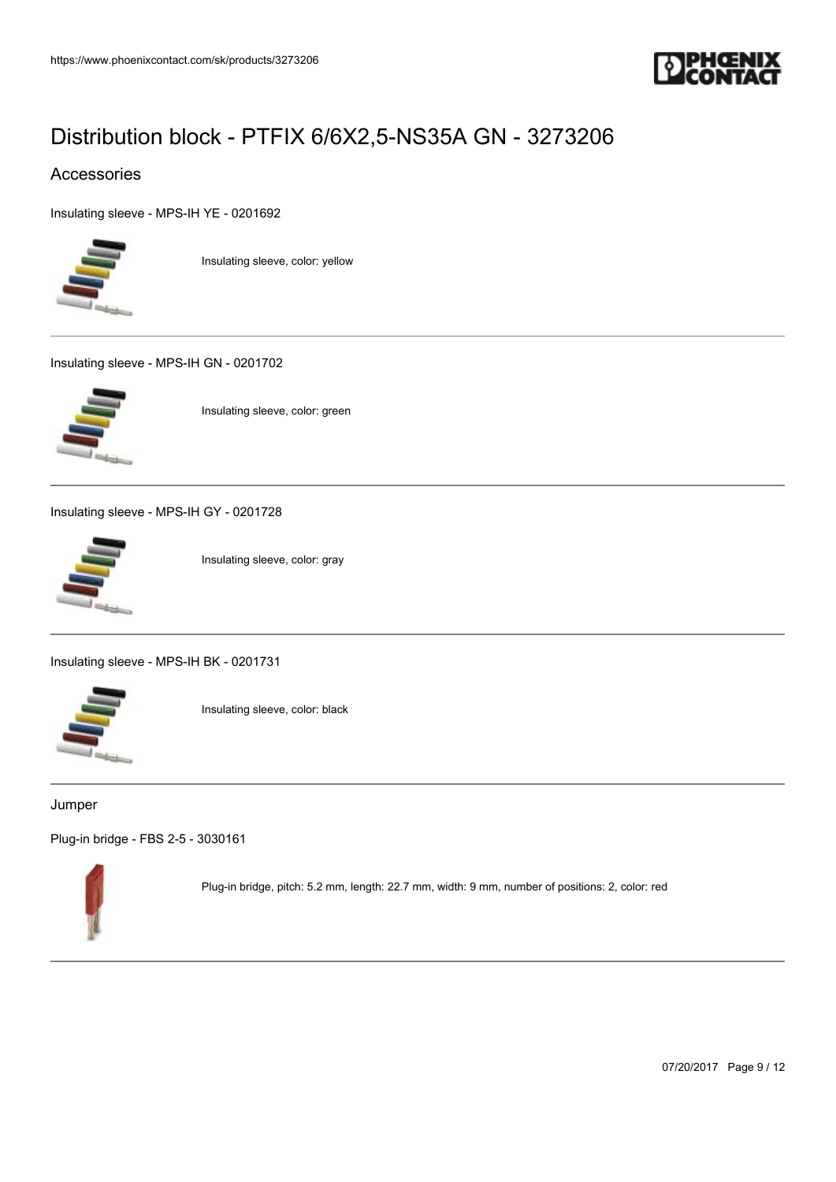# Distribution block - PTFIX 6/6X2,5-NS35A GN - 3273206

## Accessories

Insulating sleeve - MPS-IH YE - 0201692

Insulating sleeve, color: yellow

---

Insulating sleeve - MPS-IH GN - 0201702

Insulating sleeve, color: green

---

Insulating sleeve - MPS-IH GY - 0201728

Insulating sleeve, color: gray

---

Insulating sleeve - MPS-IH BK - 0201731

Insulating sleeve, color: black

---

Jumper

Plug-in bridge - FBS 2-5 - 3030161

Plug-in bridge, pitch: 5.2 mm, length: 22.7 mm, width: 9 mm, number of positions: 2, color: red

---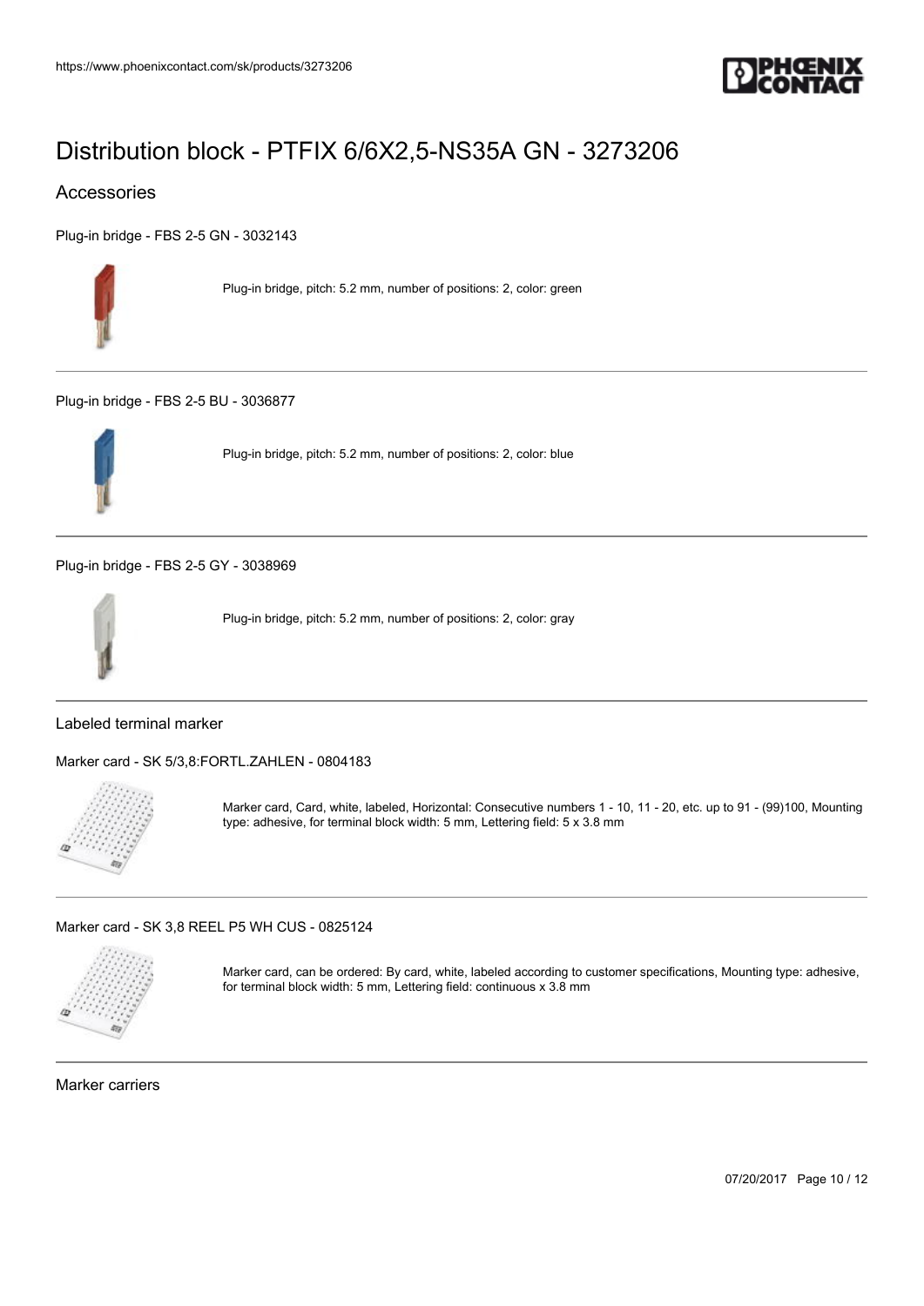# Distribution block - PTFIX 6/6X2,5-NS35A GN - 3273206

## Accessories

Plug-in bridge - FBS 2-5 GN - 3032143

Plug-in bridge, pitch: 5.2 mm, number of positions: 2, color: green

---

Plug-in bridge - FBS 2-5 BU - 3036877

Plug-in bridge, pitch: 5.2 mm, number of positions: 2, color: blue

---

Plug-in bridge - FBS 2-5 GY - 3038969

Plug-in bridge, pitch: 5.2 mm, number of positions: 2, color: gray

---

### Labeled terminal marker

Marker card - SK 5/3,8:FORTL.ZAHLEN - 0804183

Marker card, Card, white, labeled, Horizontal: Consecutive numbers 1 - 10, 11 - 20, etc. up to 91 - (99)100, Mounting type: adhesive, for terminal block width: 5 mm, Lettering field: 5 x 3.8 mm

---

Marker card - SK 3,8 REEL P5 WH CUS - 0825124

Marker card, can be ordered: By card, white, labeled according to customer specifications, Mounting type: adhesive, for terminal block width: 5 mm, Lettering field: continuous x 3.8 mm

---

### Marker carriers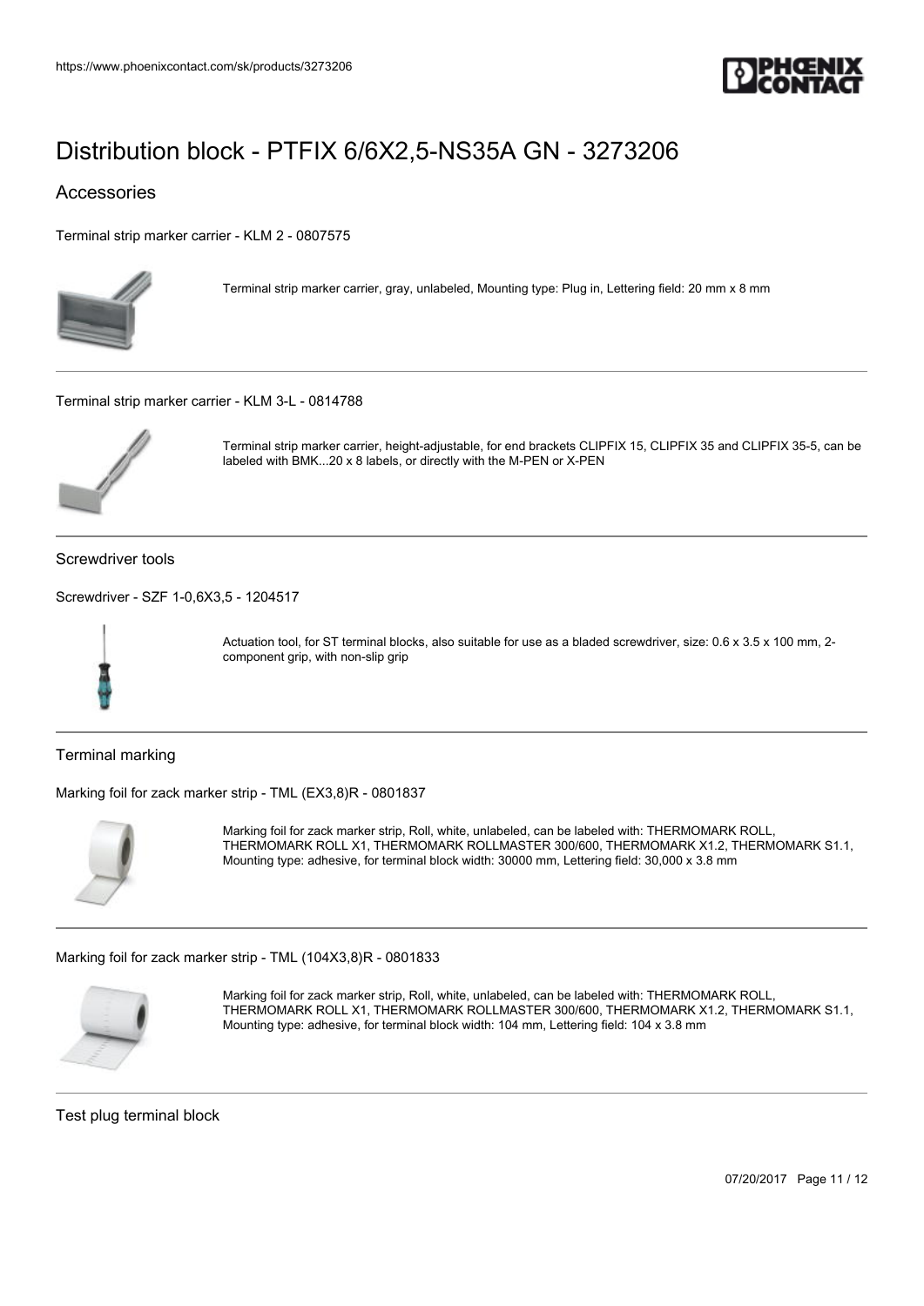# Distribution block - PTFIX 6/6X2,5-NS35A GN - 3273206

## Accessories

Terminal strip marker carrier - KLM 2 - 0807575

Terminal strip marker carrier, gray, unlabeled, Mounting type: Plug in, Lettering field: 20 mm x 8 mm

Terminal strip marker carrier - KLM 3-L - 0814788

Terminal strip marker carrier, height-adjustable, for end brackets CLIPFIX 15, CLIPFIX 35 and CLIPFIX 35-5, can be labeled with BMK...20 x 8 labels, or directly with the M-PEN or X-PEN

### Screwdriver tools

Screwdriver - SZF 1-0,6X3,5 - 1204517

Actuation tool, for ST terminal blocks, also suitable for use as a bladed screwdriver, size: 0.6 x 3.5 x 100 mm, 2-component grip, with non-slip grip

### Terminal marking

Marking foil for zack marker strip - TML (EX3,8)R - 0801837

Marking foil for zack marker strip, Roll, white, unlabeled, can be labeled with: THERMOMARK ROLL, THERMOMARK ROLL X1, THERMOMARK ROLLMASTER 300/600, THERMOMARK X1.2, THERMOMARK S1.1, Mounting type: adhesive, for terminal block width: 30000 mm, Lettering field: 30,000 x 3.8 mm

Marking foil for zack marker strip - TML (104X3,8)R - 0801833

Marking foil for zack marker strip, Roll, white, unlabeled, can be labeled with: THERMOMARK ROLL, THERMOMARK ROLL X1, THERMOMARK ROLLMASTER 300/600, THERMOMARK X1.2, THERMOMARK S1.1, Mounting type: adhesive, for terminal block width: 104 mm, Lettering field: 104 x 3.8 mm

### Test plug terminal block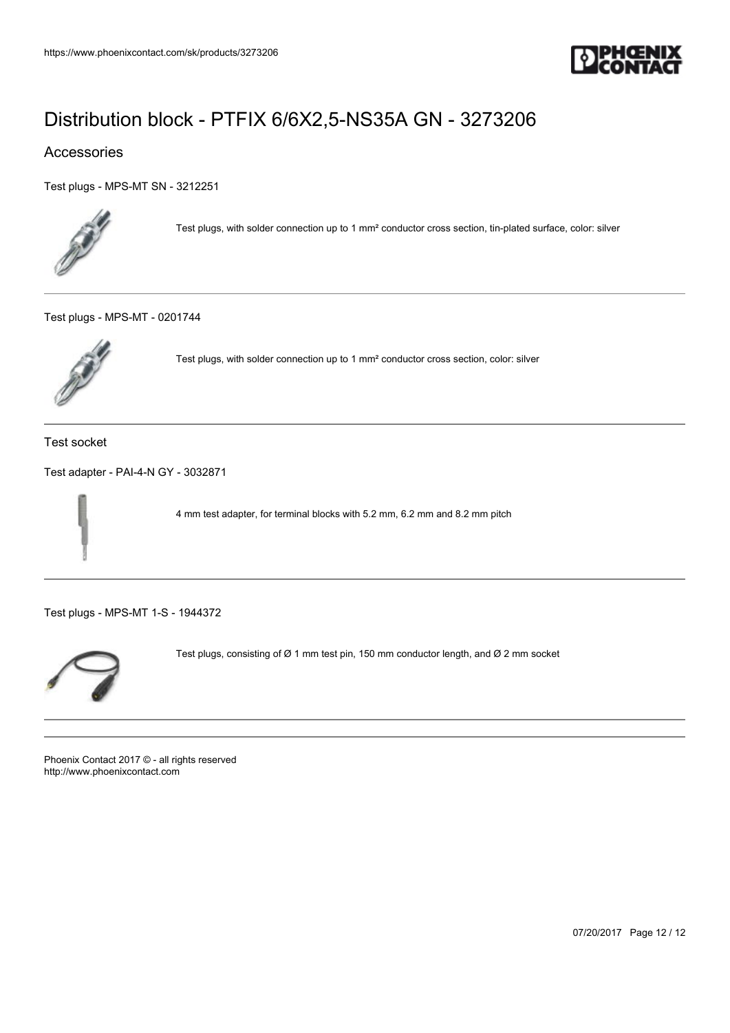# Distribution block - PTFIX 6/6X2,5-NS35A GN - 3273206

## Accessories

Test plugs - MPS-MT SN - 3212251

Test plugs, with solder connection up to 1 mm² conductor cross section, tin-plated surface, color: silver

Test plugs - MPS-MT - 0201744

Test plugs, with solder connection up to 1 mm² conductor cross section, color: silver

### Test socket

Test adapter - PAI-4-N GY - 3032871

4 mm test adapter, for terminal blocks with 5.2 mm, 6.2 mm and 8.2 mm pitch

Test plugs - MPS-MT 1-S - 1944372

Test plugs, consisting of Ø 1 mm test pin, 150 mm conductor length, and Ø 2 mm socket

Phoenix Contact 2017 © - all rights reserved
http://www.phoenixcontact.com